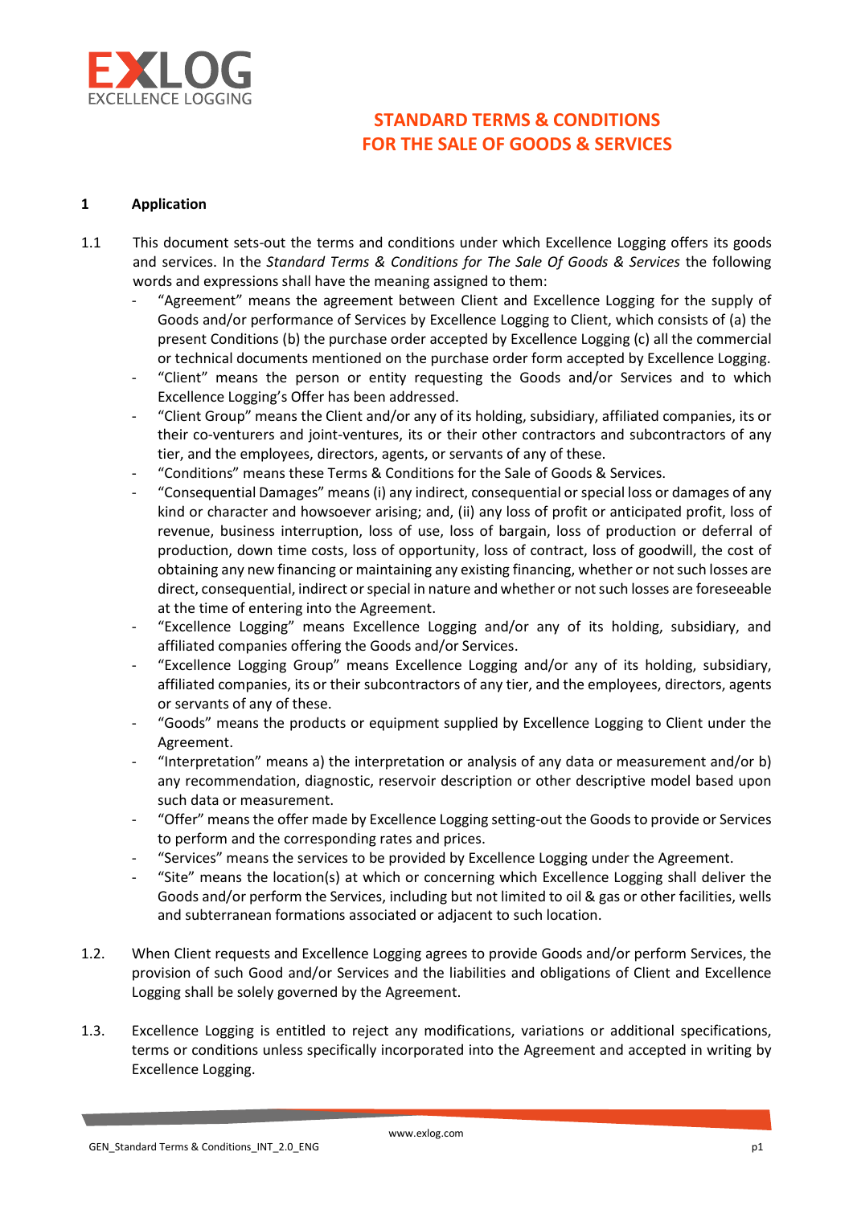EXLOG
EXCELLENCE LOGGING

# STANDARD TERMS & CONDITIONS FOR THE SALE OF GOODS & SERVICES

## 1 Application

1.1 This document sets-out the terms and conditions under which Excellence Logging offers its goods and services. In the *Standard Terms & Conditions for The Sale Of Goods & Services* the following words and expressions shall have the meaning assigned to them:

- "Agreement" means the agreement between Client and Excellence Logging for the supply of Goods and/or performance of Services by Excellence Logging to Client, which consists of (a) the present Conditions (b) the purchase order accepted by Excellence Logging (c) all the commercial or technical documents mentioned on the purchase order form accepted by Excellence Logging.
- "Client" means the person or entity requesting the Goods and/or Services and to which Excellence Logging's Offer has been addressed.
- "Client Group" means the Client and/or any of its holding, subsidiary, affiliated companies, its or their co-venturers and joint-ventures, its or their other contractors and subcontractors of any tier, and the employees, directors, agents, or servants of any of these.
- "Conditions" means these Terms & Conditions for the Sale of Goods & Services.
- "Consequential Damages" means (i) any indirect, consequential or special loss or damages of any kind or character and howsoever arising; and, (ii) any loss of profit or anticipated profit, loss of revenue, business interruption, loss of use, loss of bargain, loss of production or deferral of production, down time costs, loss of opportunity, loss of contract, loss of goodwill, the cost of obtaining any new financing or maintaining any existing financing, whether or not such losses are direct, consequential, indirect or special in nature and whether or not such losses are foreseeable at the time of entering into the Agreement.
- "Excellence Logging" means Excellence Logging and/or any of its holding, subsidiary, and affiliated companies offering the Goods and/or Services.
- "Excellence Logging Group" means Excellence Logging and/or any of its holding, subsidiary, affiliated companies, its or their subcontractors of any tier, and the employees, directors, agents or servants of any of these.
- "Goods" means the products or equipment supplied by Excellence Logging to Client under the Agreement.
- "Interpretation" means a) the interpretation or analysis of any data or measurement and/or b) any recommendation, diagnostic, reservoir description or other descriptive model based upon such data or measurement.
- "Offer" means the offer made by Excellence Logging setting-out the Goods to provide or Services to perform and the corresponding rates and prices.
- "Services" means the services to be provided by Excellence Logging under the Agreement.
- "Site" means the location(s) at which or concerning which Excellence Logging shall deliver the Goods and/or perform the Services, including but not limited to oil & gas or other facilities, wells and subterranean formations associated or adjacent to such location.

1.2. When Client requests and Excellence Logging agrees to provide Goods and/or perform Services, the provision of such Good and/or Services and the liabilities and obligations of Client and Excellence Logging shall be solely governed by the Agreement.

1.3. Excellence Logging is entitled to reject any modifications, variations or additional specifications, terms or conditions unless specifically incorporated into the Agreement and accepted in writing by Excellence Logging.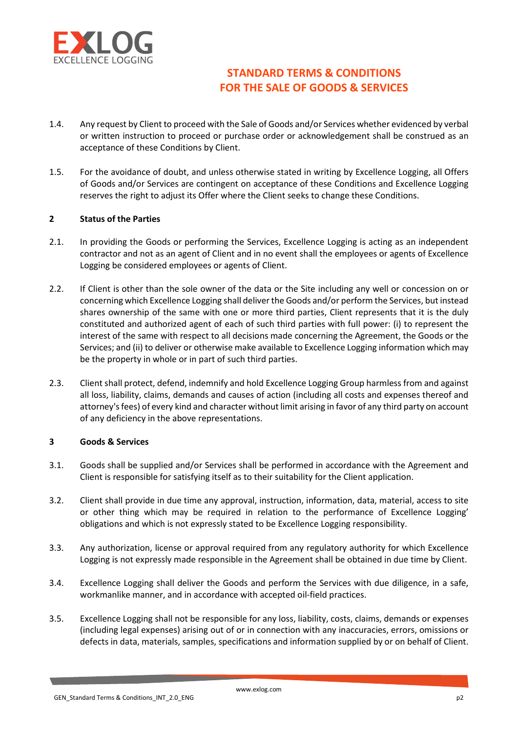1.4. Any request by Client to proceed with the Sale of Goods and/or Services whether evidenced by verbal or written instruction to proceed or purchase order or acknowledgement shall be construed as an acceptance of these Conditions by Client.

1.5. For the avoidance of doubt, and unless otherwise stated in writing by Excellence Logging, all Offers of Goods and/or Services are contingent on acceptance of these Conditions and Excellence Logging reserves the right to adjust its Offer where the Client seeks to change these Conditions.

## 2 Status of the Parties

2.1. In providing the Goods or performing the Services, Excellence Logging is acting as an independent contractor and not as an agent of Client and in no event shall the employees or agents of Excellence Logging be considered employees or agents of Client.

2.2. If Client is other than the sole owner of the data or the Site including any well or concession on or concerning which Excellence Logging shall deliver the Goods and/or perform the Services, but instead shares ownership of the same with one or more third parties, Client represents that it is the duly constituted and authorized agent of each of such third parties with full power: (i) to represent the interest of the same with respect to all decisions made concerning the Agreement, the Goods or the Services; and (ii) to deliver or otherwise make available to Excellence Logging information which may be the property in whole or in part of such third parties.

2.3. Client shall protect, defend, indemnify and hold Excellence Logging Group harmless from and against all loss, liability, claims, demands and causes of action (including all costs and expenses thereof and attorney's fees) of every kind and character without limit arising in favor of any third party on account of any deficiency in the above representations.

## 3 Goods & Services

3.1. Goods shall be supplied and/or Services shall be performed in accordance with the Agreement and Client is responsible for satisfying itself as to their suitability for the Client application.

3.2. Client shall provide in due time any approval, instruction, information, data, material, access to site or other thing which may be required in relation to the performance of Excellence Logging' obligations and which is not expressly stated to be Excellence Logging responsibility.

3.3. Any authorization, license or approval required from any regulatory authority for which Excellence Logging is not expressly made responsible in the Agreement shall be obtained in due time by Client.

3.4. Excellence Logging shall deliver the Goods and perform the Services with due diligence, in a safe, workmanlike manner, and in accordance with accepted oil-field practices.

3.5. Excellence Logging shall not be responsible for any loss, liability, costs, claims, demands or expenses (including legal expenses) arising out of or in connection with any inaccuracies, errors, omissions or defects in data, materials, samples, specifications and information supplied by or on behalf of Client.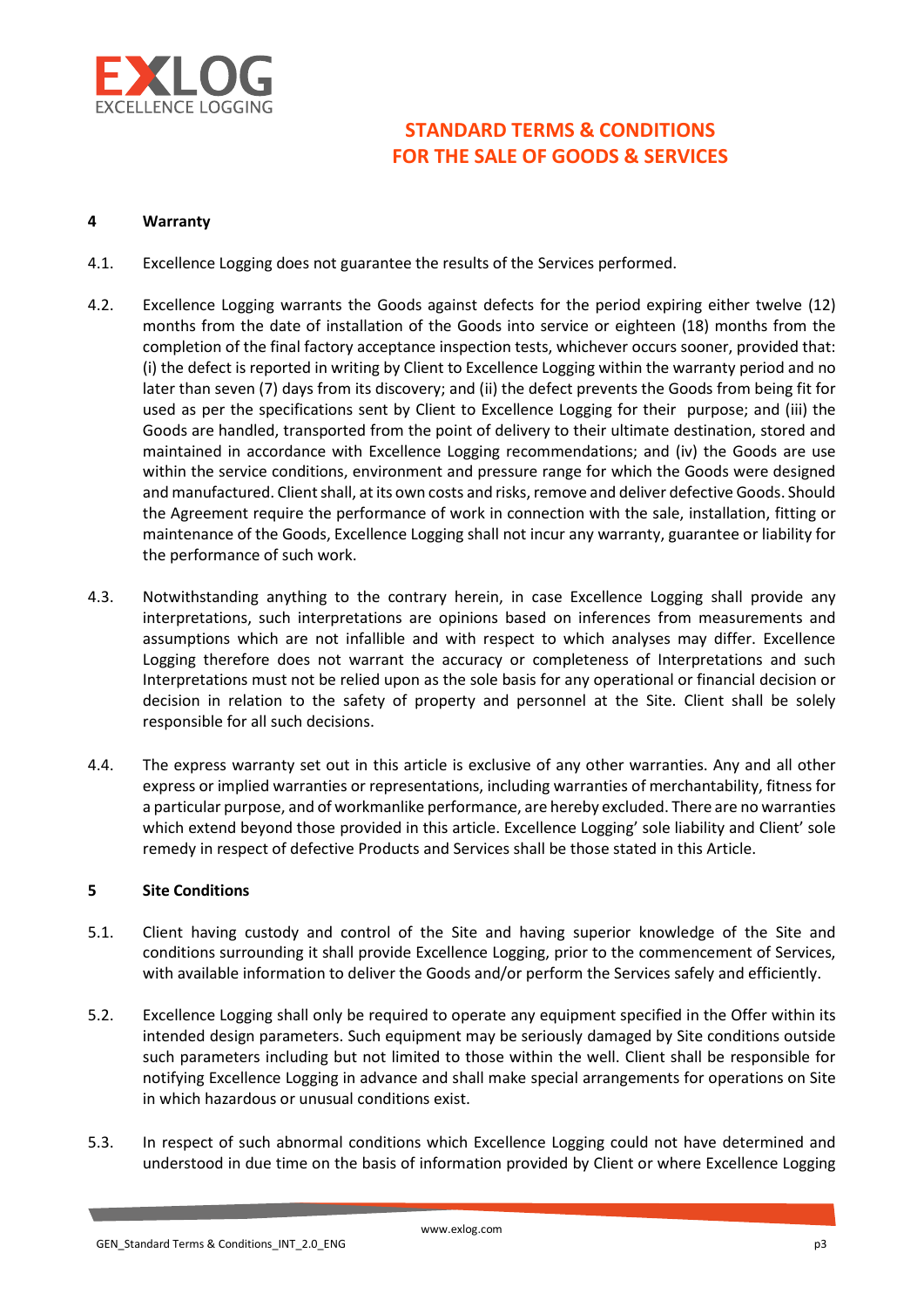## 4 Warranty

4.1. Excellence Logging does not guarantee the results of the Services performed.

4.2. Excellence Logging warrants the Goods against defects for the period expiring either twelve (12) months from the date of installation of the Goods into service or eighteen (18) months from the completion of the final factory acceptance inspection tests, whichever occurs sooner, provided that: (i) the defect is reported in writing by Client to Excellence Logging within the warranty period and no later than seven (7) days from its discovery; and (ii) the defect prevents the Goods from being fit for used as per the specifications sent by Client to Excellence Logging for their purpose; and (iii) the Goods are handled, transported from the point of delivery to their ultimate destination, stored and maintained in accordance with Excellence Logging recommendations; and (iv) the Goods are use within the service conditions, environment and pressure range for which the Goods were designed and manufactured. Client shall, at its own costs and risks, remove and deliver defective Goods. Should the Agreement require the performance of work in connection with the sale, installation, fitting or maintenance of the Goods, Excellence Logging shall not incur any warranty, guarantee or liability for the performance of such work.

4.3. Notwithstanding anything to the contrary herein, in case Excellence Logging shall provide any interpretations, such interpretations are opinions based on inferences from measurements and assumptions which are not infallible and with respect to which analyses may differ. Excellence Logging therefore does not warrant the accuracy or completeness of Interpretations and such Interpretations must not be relied upon as the sole basis for any operational or financial decision or decision in relation to the safety of property and personnel at the Site. Client shall be solely responsible for all such decisions.

4.4. The express warranty set out in this article is exclusive of any other warranties. Any and all other express or implied warranties or representations, including warranties of merchantability, fitness for a particular purpose, and of workmanlike performance, are hereby excluded. There are no warranties which extend beyond those provided in this article. Excellence Logging' sole liability and Client' sole remedy in respect of defective Products and Services shall be those stated in this Article.

## 5 Site Conditions

5.1. Client having custody and control of the Site and having superior knowledge of the Site and conditions surrounding it shall provide Excellence Logging, prior to the commencement of Services, with available information to deliver the Goods and/or perform the Services safely and efficiently.

5.2. Excellence Logging shall only be required to operate any equipment specified in the Offer within its intended design parameters. Such equipment may be seriously damaged by Site conditions outside such parameters including but not limited to those within the well. Client shall be responsible for notifying Excellence Logging in advance and shall make special arrangements for operations on Site in which hazardous or unusual conditions exist.

5.3. In respect of such abnormal conditions which Excellence Logging could not have determined and understood in due time on the basis of information provided by Client or where Excellence Logging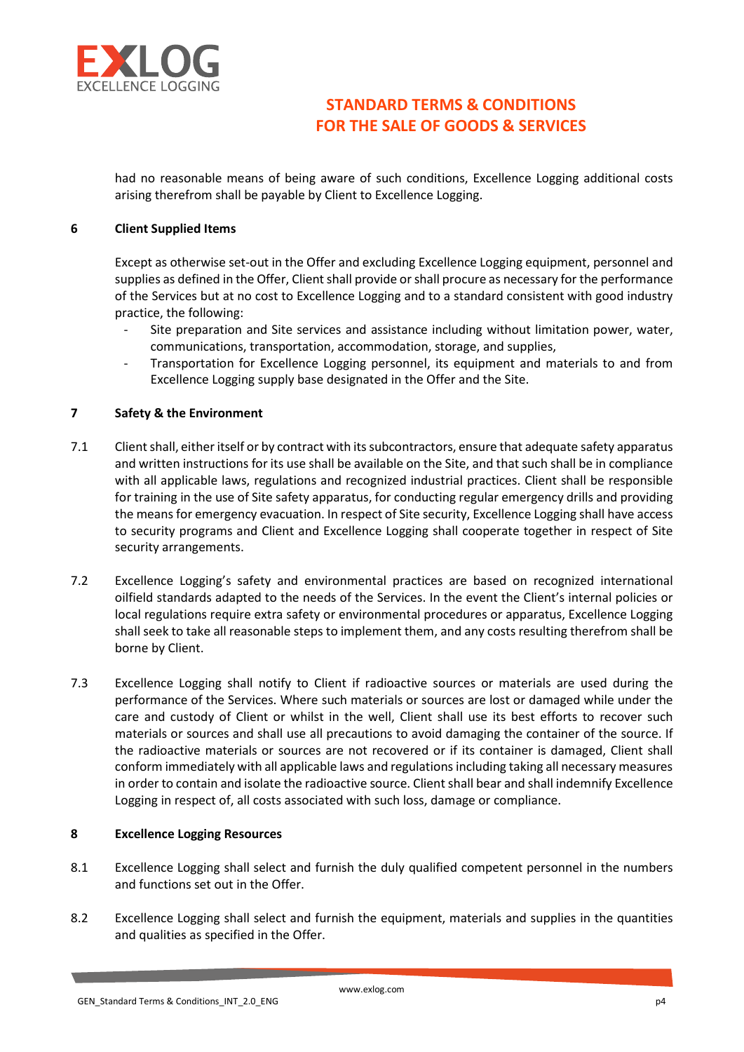had no reasonable means of being aware of such conditions, Excellence Logging additional costs arising therefrom shall be payable by Client to Excellence Logging.

## 6 Client Supplied Items

Except as otherwise set-out in the Offer and excluding Excellence Logging equipment, personnel and supplies as defined in the Offer, Client shall provide or shall procure as necessary for the performance of the Services but at no cost to Excellence Logging and to a standard consistent with good industry practice, the following:

- Site preparation and Site services and assistance including without limitation power, water, communications, transportation, accommodation, storage, and supplies,
- Transportation for Excellence Logging personnel, its equipment and materials to and from Excellence Logging supply base designated in the Offer and the Site.

## 7 Safety & the Environment

7.1 Client shall, either itself or by contract with its subcontractors, ensure that adequate safety apparatus and written instructions for its use shall be available on the Site, and that such shall be in compliance with all applicable laws, regulations and recognized industrial practices. Client shall be responsible for training in the use of Site safety apparatus, for conducting regular emergency drills and providing the means for emergency evacuation. In respect of Site security, Excellence Logging shall have access to security programs and Client and Excellence Logging shall cooperate together in respect of Site security arrangements.

7.2 Excellence Logging's safety and environmental practices are based on recognized international oilfield standards adapted to the needs of the Services. In the event the Client's internal policies or local regulations require extra safety or environmental procedures or apparatus, Excellence Logging shall seek to take all reasonable steps to implement them, and any costs resulting therefrom shall be borne by Client.

7.3 Excellence Logging shall notify to Client if radioactive sources or materials are used during the performance of the Services. Where such materials or sources are lost or damaged while under the care and custody of Client or whilst in the well, Client shall use its best efforts to recover such materials or sources and shall use all precautions to avoid damaging the container of the source. If the radioactive materials or sources are not recovered or if its container is damaged, Client shall conform immediately with all applicable laws and regulations including taking all necessary measures in order to contain and isolate the radioactive source. Client shall bear and shall indemnify Excellence Logging in respect of, all costs associated with such loss, damage or compliance.

## 8 Excellence Logging Resources

8.1 Excellence Logging shall select and furnish the duly qualified competent personnel in the numbers and functions set out in the Offer.

8.2 Excellence Logging shall select and furnish the equipment, materials and supplies in the quantities and qualities as specified in the Offer.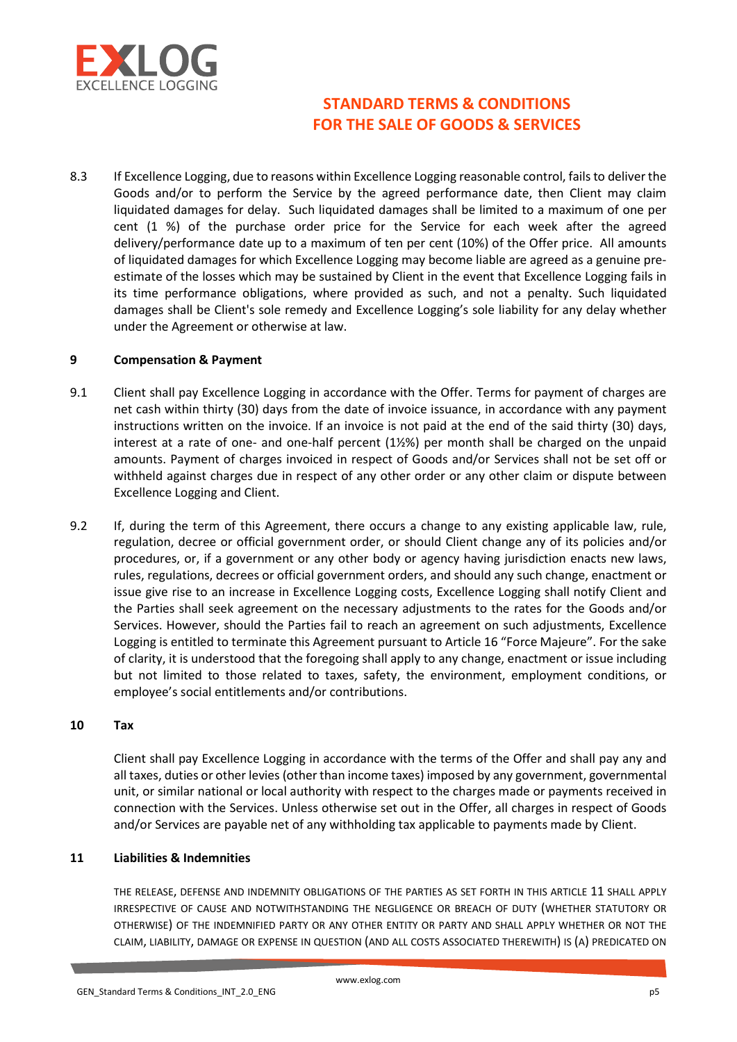8.3 If Excellence Logging, due to reasons within Excellence Logging reasonable control, fails to deliver the Goods and/or to perform the Service by the agreed performance date, then Client may claim liquidated damages for delay. Such liquidated damages shall be limited to a maximum of one per cent (1 %) of the purchase order price for the Service for each week after the agreed delivery/performance date up to a maximum of ten per cent (10%) of the Offer price. All amounts of liquidated damages for which Excellence Logging may become liable are agreed as a genuine pre-estimate of the losses which may be sustained by Client in the event that Excellence Logging fails in its time performance obligations, where provided as such, and not a penalty. Such liquidated damages shall be Client's sole remedy and Excellence Logging's sole liability for any delay whether under the Agreement or otherwise at law.

## 9 Compensation & Payment

9.1 Client shall pay Excellence Logging in accordance with the Offer. Terms for payment of charges are net cash within thirty (30) days from the date of invoice issuance, in accordance with any payment instructions written on the invoice. If an invoice is not paid at the end of the said thirty (30) days, interest at a rate of one- and one-half percent (1½%) per month shall be charged on the unpaid amounts. Payment of charges invoiced in respect of Goods and/or Services shall not be set off or withheld against charges due in respect of any other order or any other claim or dispute between Excellence Logging and Client.

9.2 If, during the term of this Agreement, there occurs a change to any existing applicable law, rule, regulation, decree or official government order, or should Client change any of its policies and/or procedures, or, if a government or any other body or agency having jurisdiction enacts new laws, rules, regulations, decrees or official government orders, and should any such change, enactment or issue give rise to an increase in Excellence Logging costs, Excellence Logging shall notify Client and the Parties shall seek agreement on the necessary adjustments to the rates for the Goods and/or Services. However, should the Parties fail to reach an agreement on such adjustments, Excellence Logging is entitled to terminate this Agreement pursuant to Article 16 "Force Majeure". For the sake of clarity, it is understood that the foregoing shall apply to any change, enactment or issue including but not limited to those related to taxes, safety, the environment, employment conditions, or employee's social entitlements and/or contributions.

## 10 Tax

Client shall pay Excellence Logging in accordance with the terms of the Offer and shall pay any and all taxes, duties or other levies (other than income taxes) imposed by any government, governmental unit, or similar national or local authority with respect to the charges made or payments received in connection with the Services. Unless otherwise set out in the Offer, all charges in respect of Goods and/or Services are payable net of any withholding tax applicable to payments made by Client.

## 11 Liabilities & Indemnities

THE RELEASE, DEFENSE AND INDEMNITY OBLIGATIONS OF THE PARTIES AS SET FORTH IN THIS ARTICLE 11 SHALL APPLY IRRESPECTIVE OF CAUSE AND NOTWITHSTANDING THE NEGLIGENCE OR BREACH OF DUTY (WHETHER STATUTORY OR OTHERWISE) OF THE INDEMNIFIED PARTY OR ANY OTHER ENTITY OR PARTY AND SHALL APPLY WHETHER OR NOT THE CLAIM, LIABILITY, DAMAGE OR EXPENSE IN QUESTION (AND ALL COSTS ASSOCIATED THEREWITH) IS (A) PREDICATED ON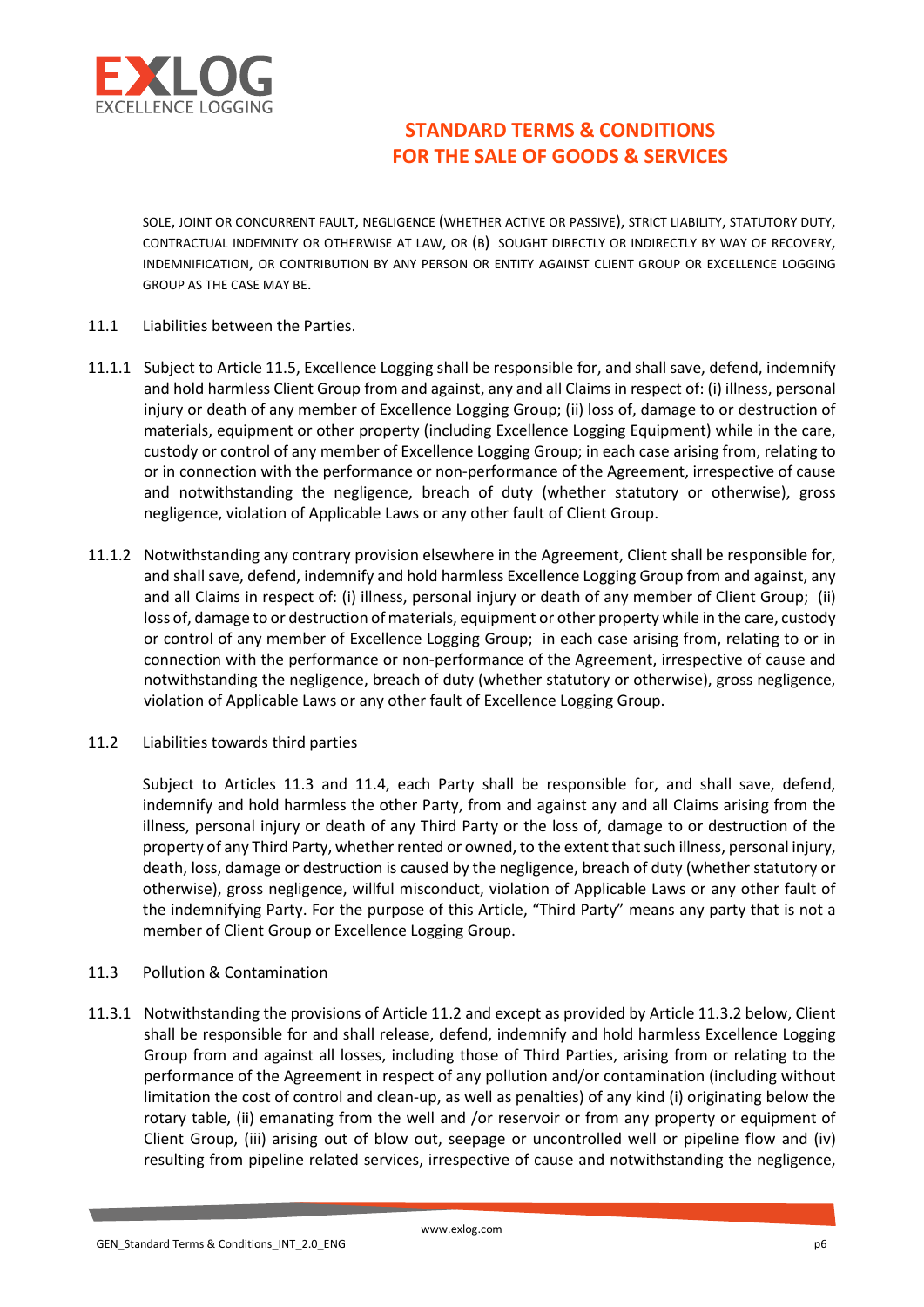SOLE, JOINT OR CONCURRENT FAULT, NEGLIGENCE (WHETHER ACTIVE OR PASSIVE), STRICT LIABILITY, STATUTORY DUTY, CONTRACTUAL INDEMNITY OR OTHERWISE AT LAW, OR (B) SOUGHT DIRECTLY OR INDIRECTLY BY WAY OF RECOVERY, INDEMNIFICATION, OR CONTRIBUTION BY ANY PERSON OR ENTITY AGAINST CLIENT GROUP OR EXCELLENCE LOGGING GROUP AS THE CASE MAY BE.

11.1 Liabilities between the Parties.

11.1.1 Subject to Article 11.5, Excellence Logging shall be responsible for, and shall save, defend, indemnify and hold harmless Client Group from and against, any and all Claims in respect of: (i) illness, personal injury or death of any member of Excellence Logging Group; (ii) loss of, damage to or destruction of materials, equipment or other property (including Excellence Logging Equipment) while in the care, custody or control of any member of Excellence Logging Group; in each case arising from, relating to or in connection with the performance or non-performance of the Agreement, irrespective of cause and notwithstanding the negligence, breach of duty (whether statutory or otherwise), gross negligence, violation of Applicable Laws or any other fault of Client Group.

11.1.2 Notwithstanding any contrary provision elsewhere in the Agreement, Client shall be responsible for, and shall save, defend, indemnify and hold harmless Excellence Logging Group from and against, any and all Claims in respect of: (i) illness, personal injury or death of any member of Client Group; (ii) loss of, damage to or destruction of materials, equipment or other property while in the care, custody or control of any member of Excellence Logging Group; in each case arising from, relating to or in connection with the performance or non-performance of the Agreement, irrespective of cause and notwithstanding the negligence, breach of duty (whether statutory or otherwise), gross negligence, violation of Applicable Laws or any other fault of Excellence Logging Group.

11.2 Liabilities towards third parties

Subject to Articles 11.3 and 11.4, each Party shall be responsible for, and shall save, defend, indemnify and hold harmless the other Party, from and against any and all Claims arising from the illness, personal injury or death of any Third Party or the loss of, damage to or destruction of the property of any Third Party, whether rented or owned, to the extent that such illness, personal injury, death, loss, damage or destruction is caused by the negligence, breach of duty (whether statutory or otherwise), gross negligence, willful misconduct, violation of Applicable Laws or any other fault of the indemnifying Party. For the purpose of this Article, "Third Party" means any party that is not a member of Client Group or Excellence Logging Group.

11.3 Pollution & Contamination

11.3.1 Notwithstanding the provisions of Article 11.2 and except as provided by Article 11.3.2 below, Client shall be responsible for and shall release, defend, indemnify and hold harmless Excellence Logging Group from and against all losses, including those of Third Parties, arising from or relating to the performance of the Agreement in respect of any pollution and/or contamination (including without limitation the cost of control and clean-up, as well as penalties) of any kind (i) originating below the rotary table, (ii) emanating from the well and /or reservoir or from any property or equipment of Client Group, (iii) arising out of blow out, seepage or uncontrolled well or pipeline flow and (iv) resulting from pipeline related services, irrespective of cause and notwithstanding the negligence,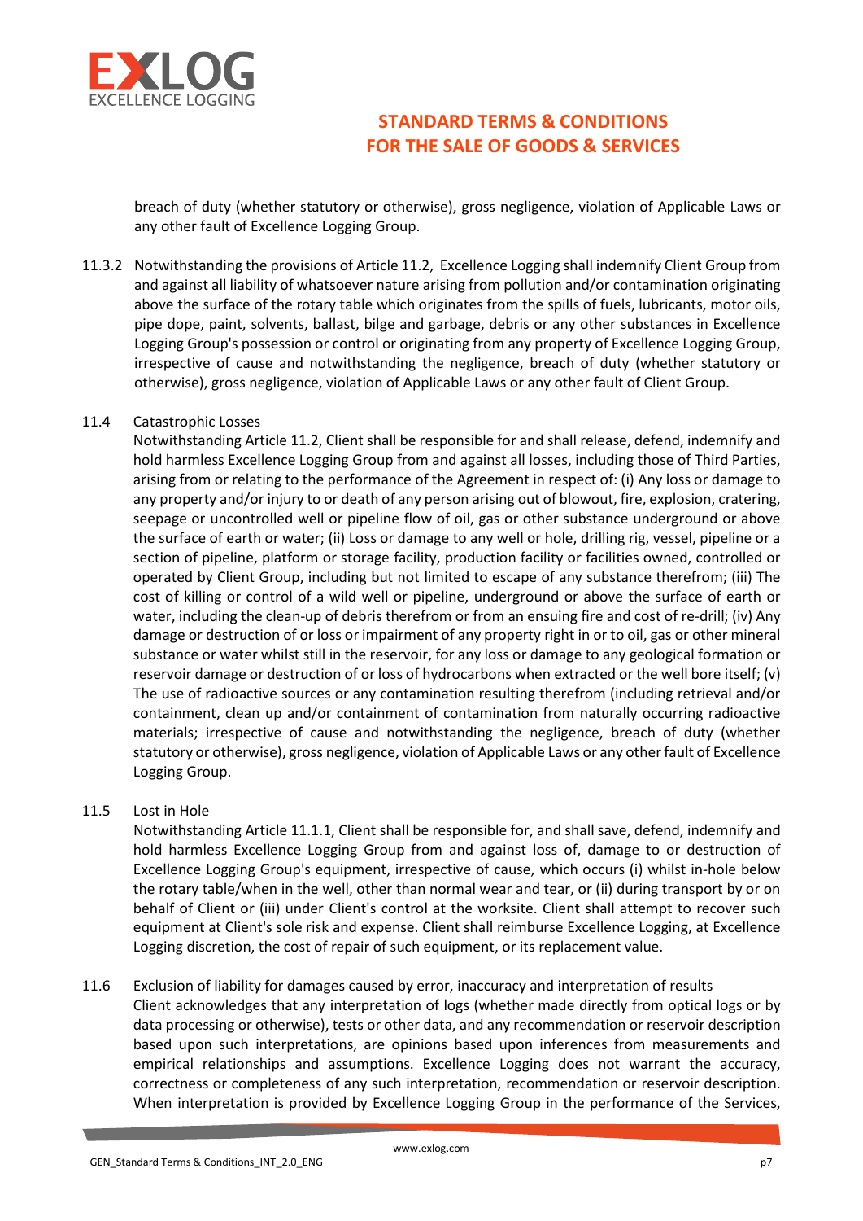breach of duty (whether statutory or otherwise), gross negligence, violation of Applicable Laws or any other fault of Excellence Logging Group.

11.3.2 Notwithstanding the provisions of Article 11.2, Excellence Logging shall indemnify Client Group from and against all liability of whatsoever nature arising from pollution and/or contamination originating above the surface of the rotary table which originates from the spills of fuels, lubricants, motor oils, pipe dope, paint, solvents, ballast, bilge and garbage, debris or any other substances in Excellence Logging Group's possession or control or originating from any property of Excellence Logging Group, irrespective of cause and notwithstanding the negligence, breach of duty (whether statutory or otherwise), gross negligence, violation of Applicable Laws or any other fault of Client Group.

11.4 Catastrophic Losses

Notwithstanding Article 11.2, Client shall be responsible for and shall release, defend, indemnify and hold harmless Excellence Logging Group from and against all losses, including those of Third Parties, arising from or relating to the performance of the Agreement in respect of: (i) Any loss or damage to any property and/or injury to or death of any person arising out of blowout, fire, explosion, cratering, seepage or uncontrolled well or pipeline flow of oil, gas or other substance underground or above the surface of earth or water; (ii) Loss or damage to any well or hole, drilling rig, vessel, pipeline or a section of pipeline, platform or storage facility, production facility or facilities owned, controlled or operated by Client Group, including but not limited to escape of any substance therefrom; (iii) The cost of killing or control of a wild well or pipeline, underground or above the surface of earth or water, including the clean-up of debris therefrom or from an ensuing fire and cost of re-drill; (iv) Any damage or destruction of or loss or impairment of any property right in or to oil, gas or other mineral substance or water whilst still in the reservoir, for any loss or damage to any geological formation or reservoir damage or destruction of or loss of hydrocarbons when extracted or the well bore itself; (v) The use of radioactive sources or any contamination resulting therefrom (including retrieval and/or containment, clean up and/or containment of contamination from naturally occurring radioactive materials; irrespective of cause and notwithstanding the negligence, breach of duty (whether statutory or otherwise), gross negligence, violation of Applicable Laws or any other fault of Excellence Logging Group.

11.5 Lost in Hole

Notwithstanding Article 11.1.1, Client shall be responsible for, and shall save, defend, indemnify and hold harmless Excellence Logging Group from and against loss of, damage to or destruction of Excellence Logging Group's equipment, irrespective of cause, which occurs (i) whilst in-hole below the rotary table/when in the well, other than normal wear and tear, or (ii) during transport by or on behalf of Client or (iii) under Client's control at the worksite. Client shall attempt to recover such equipment at Client's sole risk and expense. Client shall reimburse Excellence Logging, at Excellence Logging discretion, the cost of repair of such equipment, or its replacement value.

11.6 Exclusion of liability for damages caused by error, inaccuracy and interpretation of results

Client acknowledges that any interpretation of logs (whether made directly from optical logs or by data processing or otherwise), tests or other data, and any recommendation or reservoir description based upon such interpretations, are opinions based upon inferences from measurements and empirical relationships and assumptions. Excellence Logging does not warrant the accuracy, correctness or completeness of any such interpretation, recommendation or reservoir description. When interpretation is provided by Excellence Logging Group in the performance of the Services,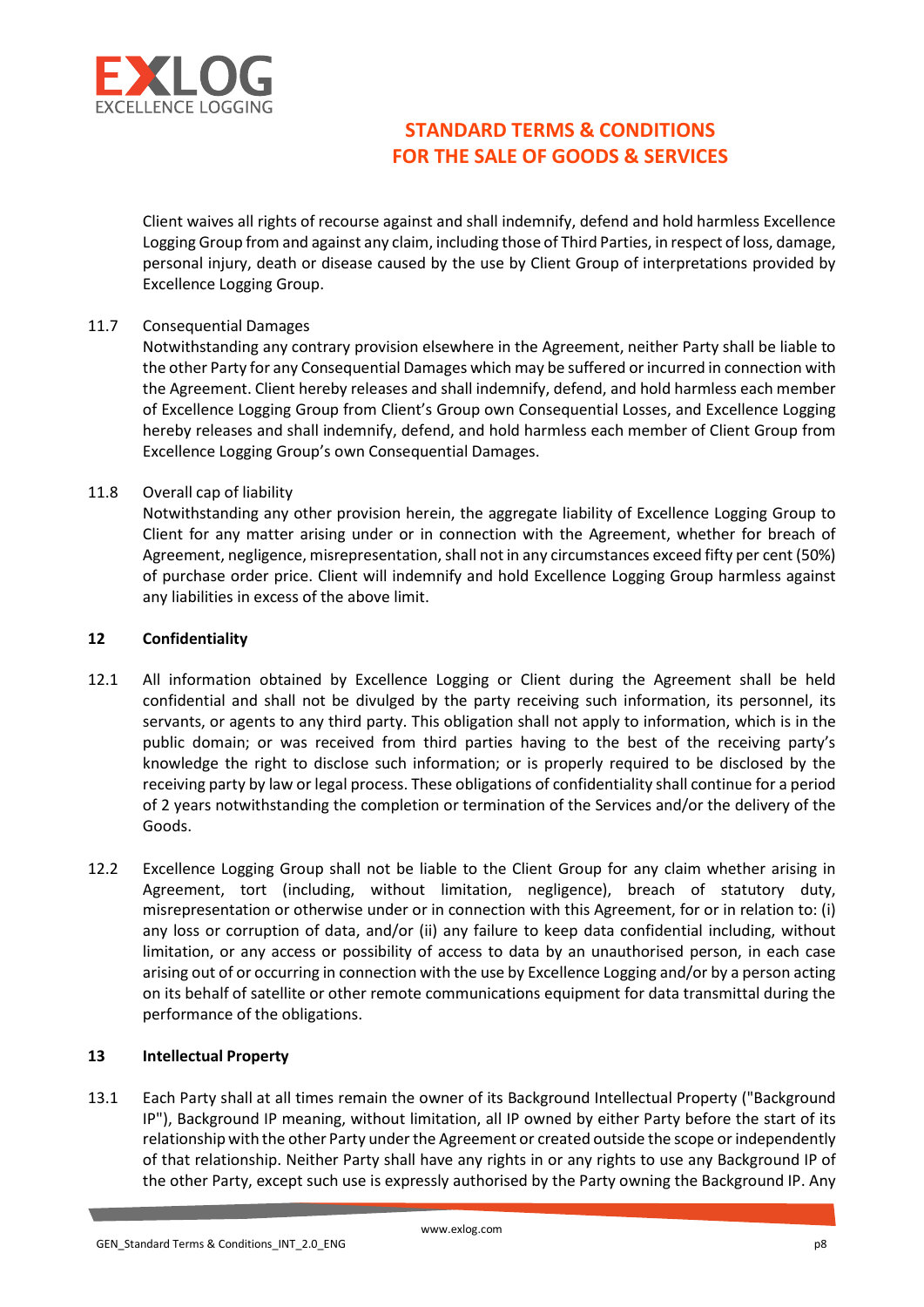Client waives all rights of recourse against and shall indemnify, defend and hold harmless Excellence Logging Group from and against any claim, including those of Third Parties, in respect of loss, damage, personal injury, death or disease caused by the use by Client Group of interpretations provided by Excellence Logging Group.

11.7 Consequential Damages

Notwithstanding any contrary provision elsewhere in the Agreement, neither Party shall be liable to the other Party for any Consequential Damages which may be suffered or incurred in connection with the Agreement. Client hereby releases and shall indemnify, defend, and hold harmless each member of Excellence Logging Group from Client's Group own Consequential Losses, and Excellence Logging hereby releases and shall indemnify, defend, and hold harmless each member of Client Group from Excellence Logging Group's own Consequential Damages.

11.8 Overall cap of liability

Notwithstanding any other provision herein, the aggregate liability of Excellence Logging Group to Client for any matter arising under or in connection with the Agreement, whether for breach of Agreement, negligence, misrepresentation, shall not in any circumstances exceed fifty per cent (50%) of purchase order price. Client will indemnify and hold Excellence Logging Group harmless against any liabilities in excess of the above limit.

## 12 Confidentiality

12.1 All information obtained by Excellence Logging or Client during the Agreement shall be held confidential and shall not be divulged by the party receiving such information, its personnel, its servants, or agents to any third party. This obligation shall not apply to information, which is in the public domain; or was received from third parties having to the best of the receiving party's knowledge the right to disclose such information; or is properly required to be disclosed by the receiving party by law or legal process. These obligations of confidentiality shall continue for a period of 2 years notwithstanding the completion or termination of the Services and/or the delivery of the Goods.

12.2 Excellence Logging Group shall not be liable to the Client Group for any claim whether arising in Agreement, tort (including, without limitation, negligence), breach of statutory duty, misrepresentation or otherwise under or in connection with this Agreement, for or in relation to: (i) any loss or corruption of data, and/or (ii) any failure to keep data confidential including, without limitation, or any access or possibility of access to data by an unauthorised person, in each case arising out of or occurring in connection with the use by Excellence Logging and/or by a person acting on its behalf of satellite or other remote communications equipment for data transmittal during the performance of the obligations.

## 13 Intellectual Property

13.1 Each Party shall at all times remain the owner of its Background Intellectual Property ("Background IP"), Background IP meaning, without limitation, all IP owned by either Party before the start of its relationship with the other Party under the Agreement or created outside the scope or independently of that relationship. Neither Party shall have any rights in or any rights to use any Background IP of the other Party, except such use is expressly authorised by the Party owning the Background IP. Any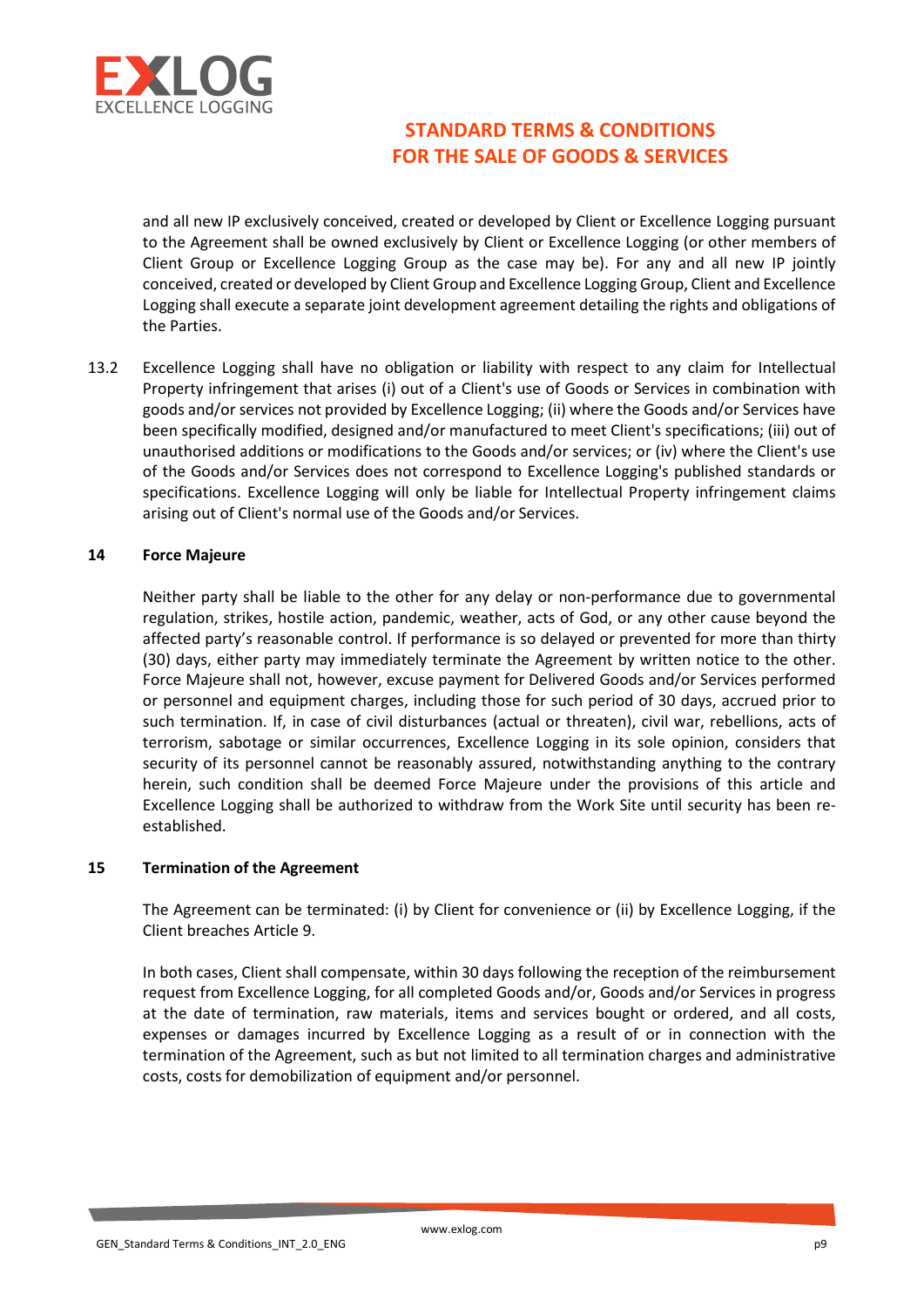and all new IP exclusively conceived, created or developed by Client or Excellence Logging pursuant to the Agreement shall be owned exclusively by Client or Excellence Logging (or other members of Client Group or Excellence Logging Group as the case may be). For any and all new IP jointly conceived, created or developed by Client Group and Excellence Logging Group, Client and Excellence Logging shall execute a separate joint development agreement detailing the rights and obligations of the Parties.

13.2 Excellence Logging shall have no obligation or liability with respect to any claim for Intellectual Property infringement that arises (i) out of a Client's use of Goods or Services in combination with goods and/or services not provided by Excellence Logging; (ii) where the Goods and/or Services have been specifically modified, designed and/or manufactured to meet Client's specifications; (iii) out of unauthorised additions or modifications to the Goods and/or services; or (iv) where the Client's use of the Goods and/or Services does not correspond to Excellence Logging's published standards or specifications. Excellence Logging will only be liable for Intellectual Property infringement claims arising out of Client's normal use of the Goods and/or Services.

## 14 Force Majeure

Neither party shall be liable to the other for any delay or non-performance due to governmental regulation, strikes, hostile action, pandemic, weather, acts of God, or any other cause beyond the affected party's reasonable control. If performance is so delayed or prevented for more than thirty (30) days, either party may immediately terminate the Agreement by written notice to the other. Force Majeure shall not, however, excuse payment for Delivered Goods and/or Services performed or personnel and equipment charges, including those for such period of 30 days, accrued prior to such termination. If, in case of civil disturbances (actual or threaten), civil war, rebellions, acts of terrorism, sabotage or similar occurrences, Excellence Logging in its sole opinion, considers that security of its personnel cannot be reasonably assured, notwithstanding anything to the contrary herein, such condition shall be deemed Force Majeure under the provisions of this article and Excellence Logging shall be authorized to withdraw from the Work Site until security has been re-established.

## 15 Termination of the Agreement

The Agreement can be terminated: (i) by Client for convenience or (ii) by Excellence Logging, if the Client breaches Article 9.

In both cases, Client shall compensate, within 30 days following the reception of the reimbursement request from Excellence Logging, for all completed Goods and/or, Goods and/or Services in progress at the date of termination, raw materials, items and services bought or ordered, and all costs, expenses or damages incurred by Excellence Logging as a result of or in connection with the termination of the Agreement, such as but not limited to all termination charges and administrative costs, costs for demobilization of equipment and/or personnel.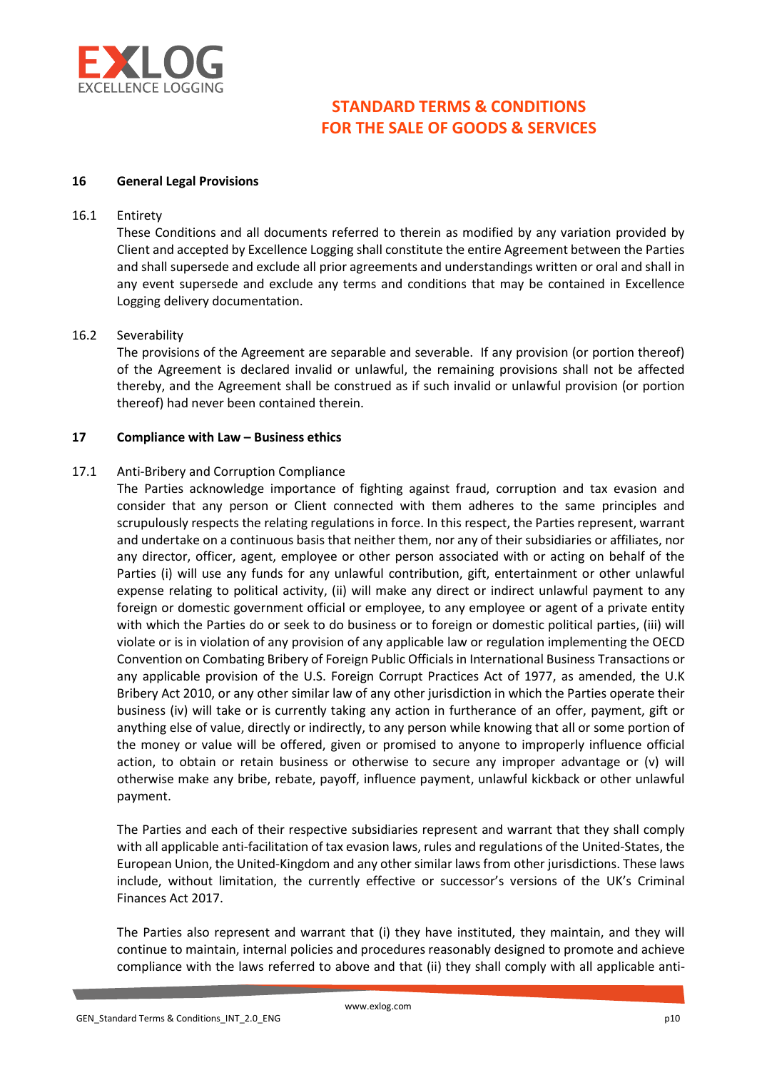### 16 General Legal Provisions

16.1 Entirety

These Conditions and all documents referred to therein as modified by any variation provided by Client and accepted by Excellence Logging shall constitute the entire Agreement between the Parties and shall supersede and exclude all prior agreements and understandings written or oral and shall in any event supersede and exclude any terms and conditions that may be contained in Excellence Logging delivery documentation.

16.2 Severability

The provisions of the Agreement are separable and severable. If any provision (or portion thereof) of the Agreement is declared invalid or unlawful, the remaining provisions shall not be affected thereby, and the Agreement shall be construed as if such invalid or unlawful provision (or portion thereof) had never been contained therein.

### 17 Compliance with Law – Business ethics

17.1 Anti-Bribery and Corruption Compliance

The Parties acknowledge importance of fighting against fraud, corruption and tax evasion and consider that any person or Client connected with them adheres to the same principles and scrupulously respects the relating regulations in force. In this respect, the Parties represent, warrant and undertake on a continuous basis that neither them, nor any of their subsidiaries or affiliates, nor any director, officer, agent, employee or other person associated with or acting on behalf of the Parties (i) will use any funds for any unlawful contribution, gift, entertainment or other unlawful expense relating to political activity, (ii) will make any direct or indirect unlawful payment to any foreign or domestic government official or employee, to any employee or agent of a private entity with which the Parties do or seek to do business or to foreign or domestic political parties, (iii) will violate or is in violation of any provision of any applicable law or regulation implementing the OECD Convention on Combating Bribery of Foreign Public Officials in International Business Transactions or any applicable provision of the U.S. Foreign Corrupt Practices Act of 1977, as amended, the U.K Bribery Act 2010, or any other similar law of any other jurisdiction in which the Parties operate their business (iv) will take or is currently taking any action in furtherance of an offer, payment, gift or anything else of value, directly or indirectly, to any person while knowing that all or some portion of the money or value will be offered, given or promised to anyone to improperly influence official action, to obtain or retain business or otherwise to secure any improper advantage or (v) will otherwise make any bribe, rebate, payoff, influence payment, unlawful kickback or other unlawful payment.

The Parties and each of their respective subsidiaries represent and warrant that they shall comply with all applicable anti-facilitation of tax evasion laws, rules and regulations of the United-States, the European Union, the United-Kingdom and any other similar laws from other jurisdictions. These laws include, without limitation, the currently effective or successor's versions of the UK's Criminal Finances Act 2017.

The Parties also represent and warrant that (i) they have instituted, they maintain, and they will continue to maintain, internal policies and procedures reasonably designed to promote and achieve compliance with the laws referred to above and that (ii) they shall comply with all applicable anti-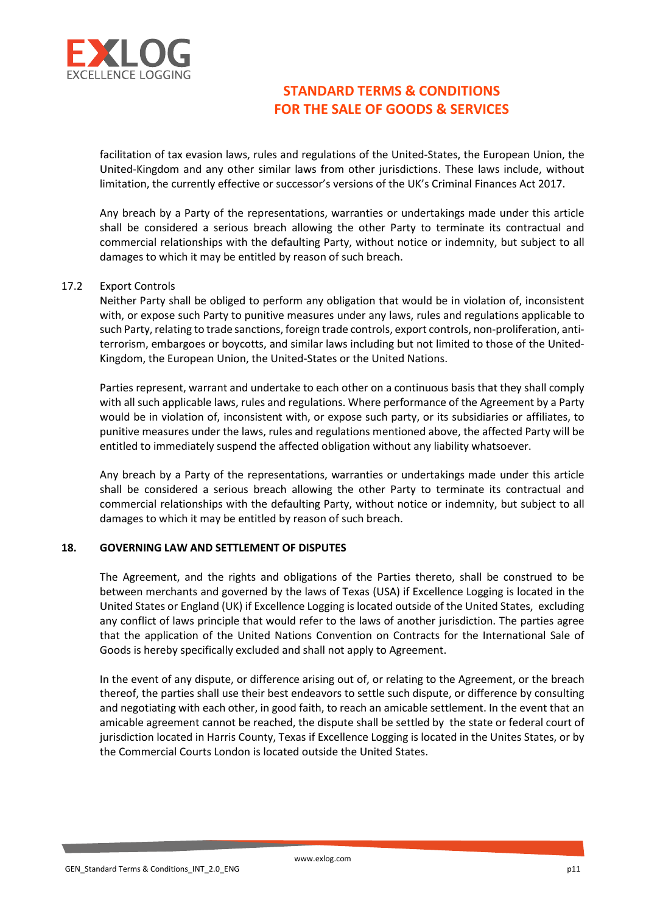facilitation of tax evasion laws, rules and regulations of the United-States, the European Union, the United-Kingdom and any other similar laws from other jurisdictions. These laws include, without limitation, the currently effective or successor's versions of the UK's Criminal Finances Act 2017.

Any breach by a Party of the representations, warranties or undertakings made under this article shall be considered a serious breach allowing the other Party to terminate its contractual and commercial relationships with the defaulting Party, without notice or indemnity, but subject to all damages to which it may be entitled by reason of such breach.

17.2 Export Controls

Neither Party shall be obliged to perform any obligation that would be in violation of, inconsistent with, or expose such Party to punitive measures under any laws, rules and regulations applicable to such Party, relating to trade sanctions, foreign trade controls, export controls, non-proliferation, anti-terrorism, embargoes or boycotts, and similar laws including but not limited to those of the United-Kingdom, the European Union, the United-States or the United Nations.

Parties represent, warrant and undertake to each other on a continuous basis that they shall comply with all such applicable laws, rules and regulations. Where performance of the Agreement by a Party would be in violation of, inconsistent with, or expose such party, or its subsidiaries or affiliates, to punitive measures under the laws, rules and regulations mentioned above, the affected Party will be entitled to immediately suspend the affected obligation without any liability whatsoever.

Any breach by a Party of the representations, warranties or undertakings made under this article shall be considered a serious breach allowing the other Party to terminate its contractual and commercial relationships with the defaulting Party, without notice or indemnity, but subject to all damages to which it may be entitled by reason of such breach.

## 18. GOVERNING LAW AND SETTLEMENT OF DISPUTES

The Agreement, and the rights and obligations of the Parties thereto, shall be construed to be between merchants and governed by the laws of Texas (USA) if Excellence Logging is located in the United States or England (UK) if Excellence Logging is located outside of the United States, excluding any conflict of laws principle that would refer to the laws of another jurisdiction. The parties agree that the application of the United Nations Convention on Contracts for the International Sale of Goods is hereby specifically excluded and shall not apply to Agreement.

In the event of any dispute, or difference arising out of, or relating to the Agreement, or the breach thereof, the parties shall use their best endeavors to settle such dispute, or difference by consulting and negotiating with each other, in good faith, to reach an amicable settlement. In the event that an amicable agreement cannot be reached, the dispute shall be settled by the state or federal court of jurisdiction located in Harris County, Texas if Excellence Logging is located in the Unites States, or by the Commercial Courts London is located outside the United States.